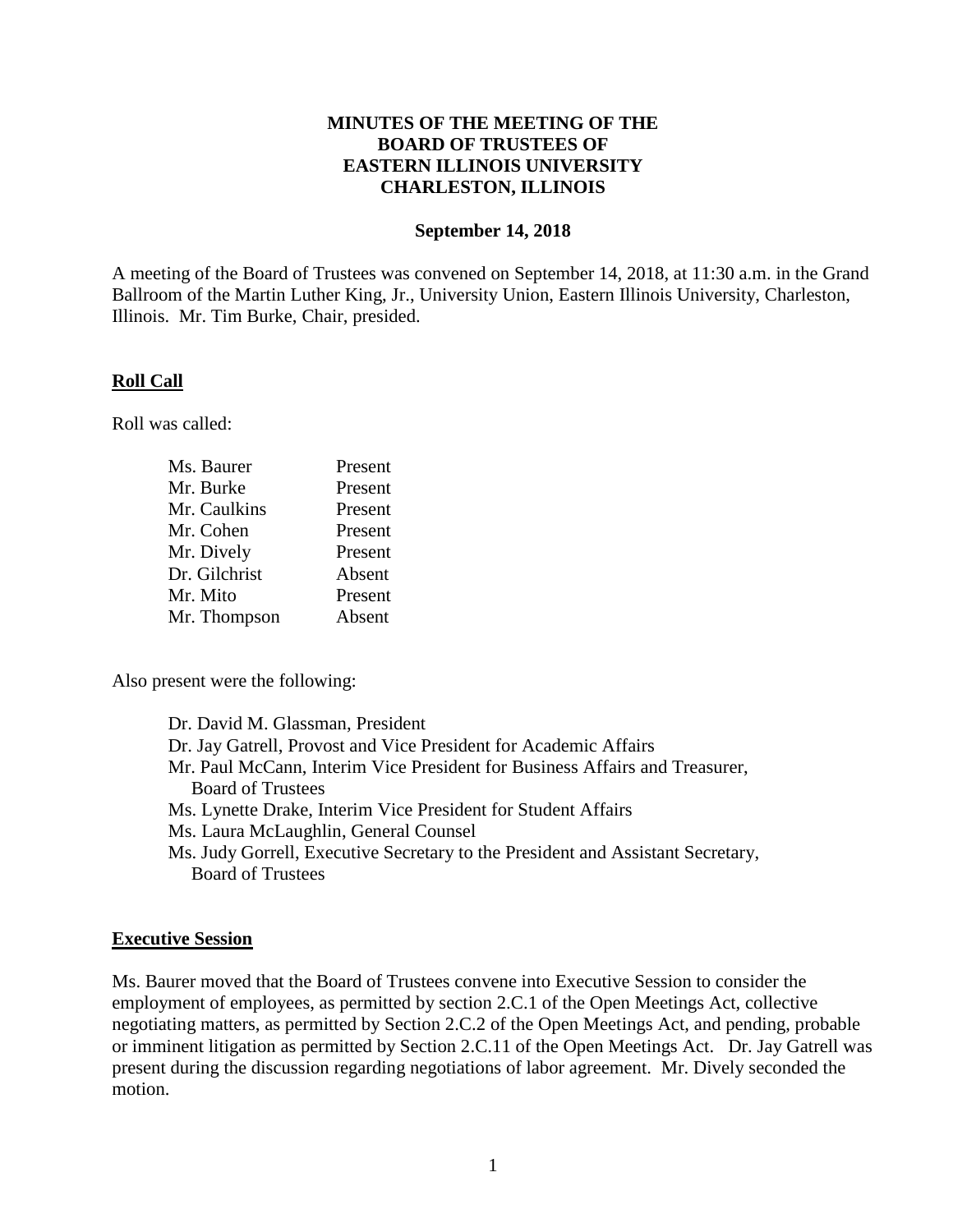# MINUTES OF THE MEETING OF THE BOARD OF TRUSTEES OF EASTERN ILLINOIS UNIVERSITY CHARLESTON, ILLINOIS

**September 14, 2018**

A meeting of the Board of Trustees was convened on September 14, 2018, at 11:30 a.m. in the Grand Ballroom of the Martin Luther King, Jr., University Union, Eastern Illinois University, Charleston, Illinois. Mr. Tim Burke, Chair, presided.

## Roll Call

Roll was called:

| | |
|---|---|
| Ms. Baurer | Present |
| Mr. Burke | Present |
| Mr. Caulkins | Present |
| Mr. Cohen | Present |
| Mr. Dively | Present |
| Dr. Gilchrist | Absent |
| Mr. Mito | Present |
| Mr. Thompson | Absent |

Also present were the following:

- Dr. David M. Glassman, President
- Dr. Jay Gatrell, Provost and Vice President for Academic Affairs
- Mr. Paul McCann, Interim Vice President for Business Affairs and Treasurer, Board of Trustees
- Ms. Lynette Drake, Interim Vice President for Student Affairs
- Ms. Laura McLaughlin, General Counsel
- Ms. Judy Gorrell, Executive Secretary to the President and Assistant Secretary, Board of Trustees

## Executive Session

Ms. Baurer moved that the Board of Trustees convene into Executive Session to consider the employment of employees, as permitted by section 2.C.1 of the Open Meetings Act, collective negotiating matters, as permitted by Section 2.C.2 of the Open Meetings Act, and pending, probable or imminent litigation as permitted by Section 2.C.11 of the Open Meetings Act. Dr. Jay Gatrell was present during the discussion regarding negotiations of labor agreement. Mr. Dively seconded the motion.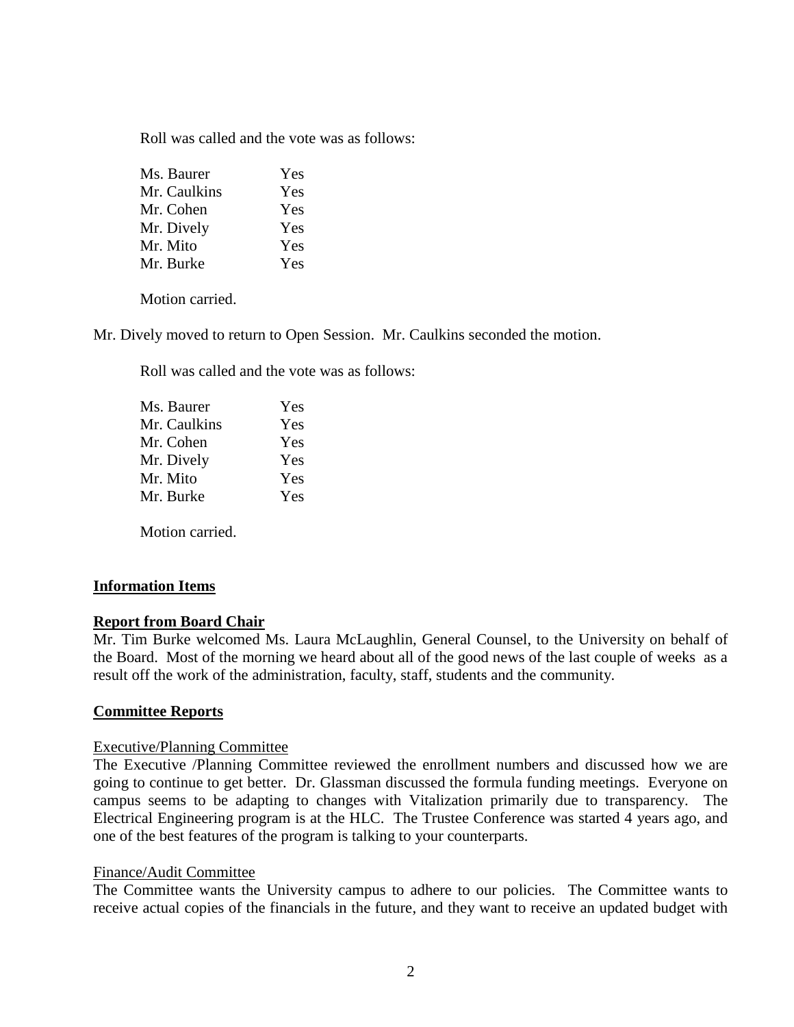Roll was called and the vote was as follows:

| | |
|---|---|
| Ms. Baurer | Yes |
| Mr. Caulkins | Yes |
| Mr. Cohen | Yes |
| Mr. Dively | Yes |
| Mr. Mito | Yes |
| Mr. Burke | Yes |

Motion carried.

Mr. Dively moved to return to Open Session. Mr. Caulkins seconded the motion.

Roll was called and the vote was as follows:

| | |
|---|---|
| Ms. Baurer | Yes |
| Mr. Caulkins | Yes |
| Mr. Cohen | Yes |
| Mr. Dively | Yes |
| Mr. Mito | Yes |
| Mr. Burke | Yes |

Motion carried.

**Information Items**

**Report from Board Chair**

Mr. Tim Burke welcomed Ms. Laura McLaughlin, General Counsel, to the University on behalf of the Board. Most of the morning we heard about all of the good news of the last couple of weeks as a result off the work of the administration, faculty, staff, students and the community.

**Committee Reports**

Executive/Planning Committee

The Executive /Planning Committee reviewed the enrollment numbers and discussed how we are going to continue to get better. Dr. Glassman discussed the formula funding meetings. Everyone on campus seems to be adapting to changes with Vitalization primarily due to transparency. The Electrical Engineering program is at the HLC. The Trustee Conference was started 4 years ago, and one of the best features of the program is talking to your counterparts.

Finance/Audit Committee

The Committee wants the University campus to adhere to our policies. The Committee wants to receive actual copies of the financials in the future, and they want to receive an updated budget with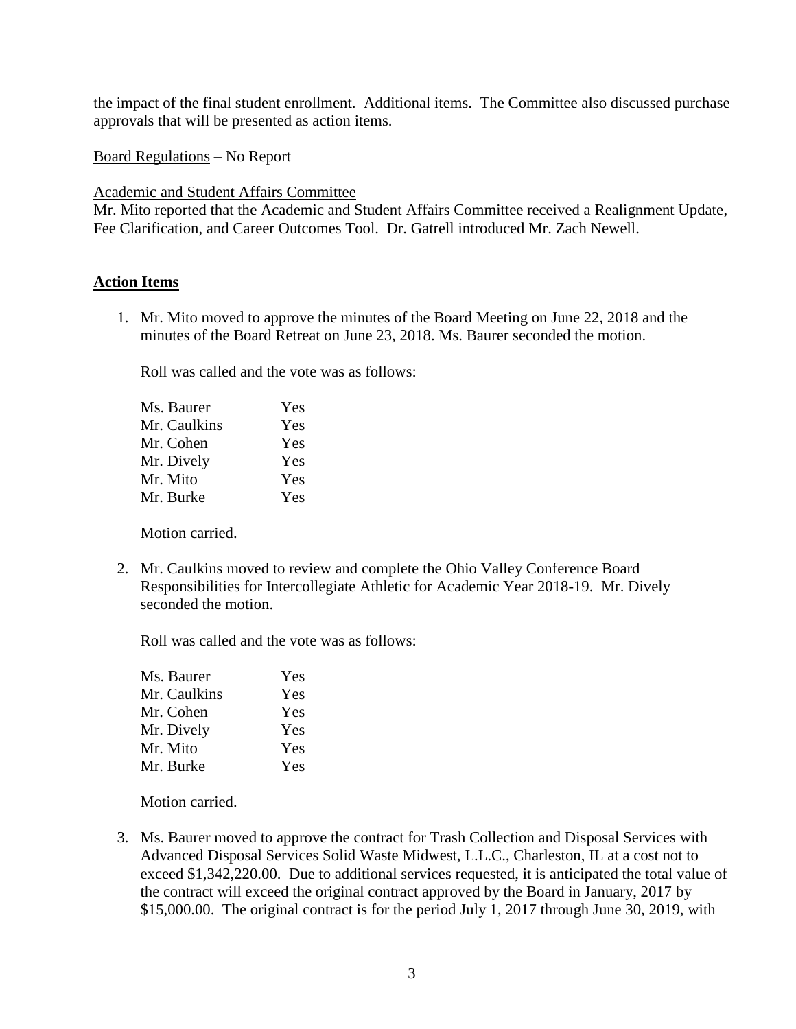the impact of the final student enrollment. Additional items. The Committee also discussed purchase approvals that will be presented as action items.

Board Regulations – No Report

Academic and Student Affairs Committee
Mr. Mito reported that the Academic and Student Affairs Committee received a Realignment Update, Fee Clarification, and Career Outcomes Tool. Dr. Gatrell introduced Mr. Zach Newell.

## Action Items

1. Mr. Mito moved to approve the minutes of the Board Meeting on June 22, 2018 and the minutes of the Board Retreat on June 23, 2018. Ms. Baurer seconded the motion.

   Roll was called and the vote was as follows:

   | | |
   |---|---|
   | Ms. Baurer | Yes |
   | Mr. Caulkins | Yes |
   | Mr. Cohen | Yes |
   | Mr. Dively | Yes |
   | Mr. Mito | Yes |
   | Mr. Burke | Yes |

   Motion carried.

2. Mr. Caulkins moved to review and complete the Ohio Valley Conference Board Responsibilities for Intercollegiate Athletic for Academic Year 2018-19. Mr. Dively seconded the motion.

   Roll was called and the vote was as follows:

   | | |
   |---|---|
   | Ms. Baurer | Yes |
   | Mr. Caulkins | Yes |
   | Mr. Cohen | Yes |
   | Mr. Dively | Yes |
   | Mr. Mito | Yes |
   | Mr. Burke | Yes |

   Motion carried.

3. Ms. Baurer moved to approve the contract for Trash Collection and Disposal Services with Advanced Disposal Services Solid Waste Midwest, L.L.C., Charleston, IL at a cost not to exceed $1,342,220.00. Due to additional services requested, it is anticipated the total value of the contract will exceed the original contract approved by the Board in January, 2017 by $15,000.00. The original contract is for the period July 1, 2017 through June 30, 2019, with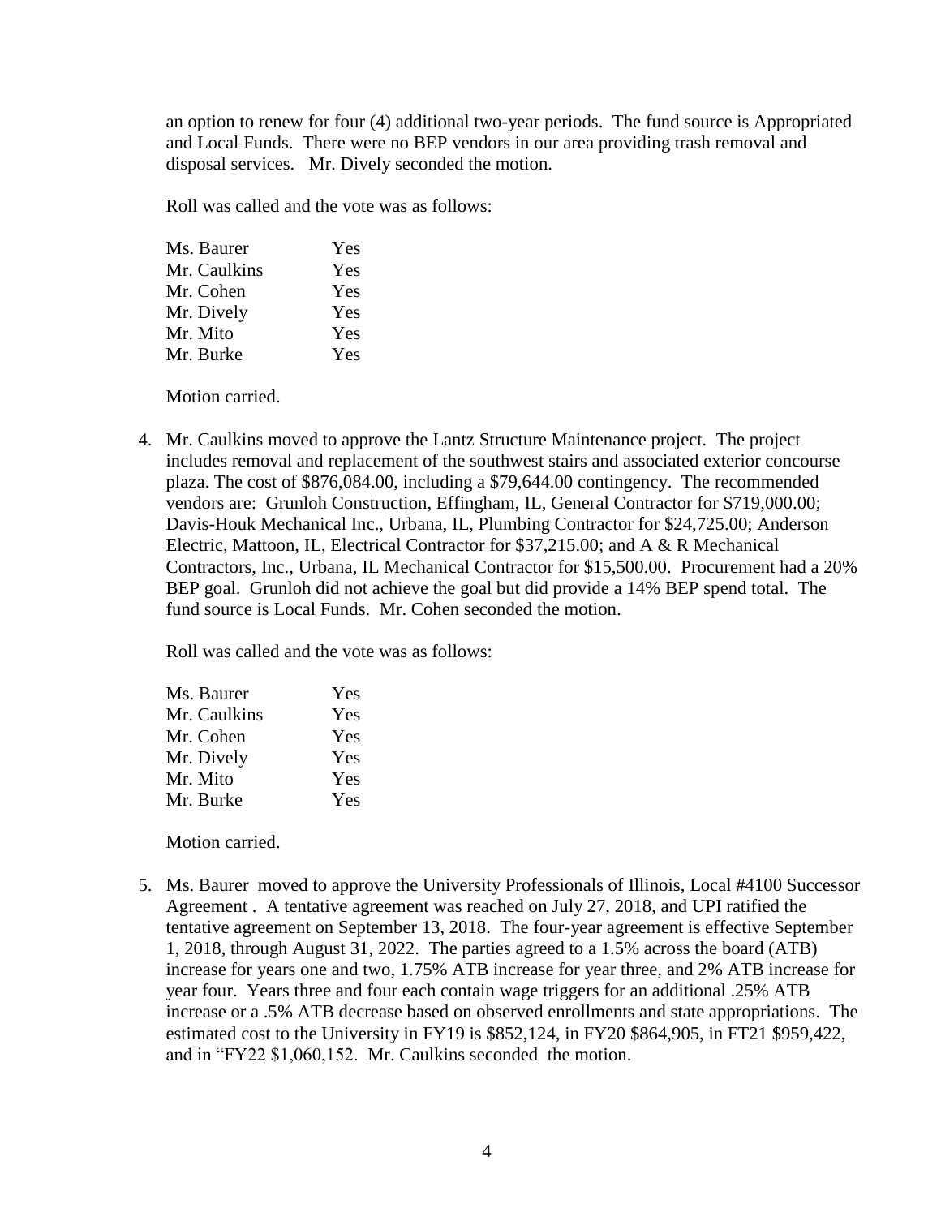an option to renew for four (4) additional two-year periods. The fund source is Appropriated and Local Funds. There were no BEP vendors in our area providing trash removal and disposal services. Mr. Dively seconded the motion.

Roll was called and the vote was as follows:

| | |
|---|---|
| Ms. Baurer | Yes |
| Mr. Caulkins | Yes |
| Mr. Cohen | Yes |
| Mr. Dively | Yes |
| Mr. Mito | Yes |
| Mr. Burke | Yes |

Motion carried.

4. Mr. Caulkins moved to approve the Lantz Structure Maintenance project. The project includes removal and replacement of the southwest stairs and associated exterior concourse plaza. The cost of $876,084.00, including a $79,644.00 contingency. The recommended vendors are: Grunloh Construction, Effingham, IL, General Contractor for $719,000.00; Davis-Houk Mechanical Inc., Urbana, IL, Plumbing Contractor for $24,725.00; Anderson Electric, Mattoon, IL, Electrical Contractor for $37,215.00; and A & R Mechanical Contractors, Inc., Urbana, IL Mechanical Contractor for $15,500.00. Procurement had a 20% BEP goal. Grunloh did not achieve the goal but did provide a 14% BEP spend total. The fund source is Local Funds. Mr. Cohen seconded the motion.

   Roll was called and the vote was as follows:

   | | |
   |---|---|
   | Ms. Baurer | Yes |
   | Mr. Caulkins | Yes |
   | Mr. Cohen | Yes |
   | Mr. Dively | Yes |
   | Mr. Mito | Yes |
   | Mr. Burke | Yes |

   Motion carried.

5. Ms. Baurer moved to approve the University Professionals of Illinois, Local #4100 Successor Agreement . A tentative agreement was reached on July 27, 2018, and UPI ratified the tentative agreement on September 13, 2018. The four-year agreement is effective September 1, 2018, through August 31, 2022. The parties agreed to a 1.5% across the board (ATB) increase for years one and two, 1.75% ATB increase for year three, and 2% ATB increase for year four. Years three and four each contain wage triggers for an additional .25% ATB increase or a .5% ATB decrease based on observed enrollments and state appropriations. The estimated cost to the University in FY19 is $852,124, in FY20 $864,905, in FT21 $959,422, and in "FY22 $1,060,152. Mr. Caulkins seconded the motion.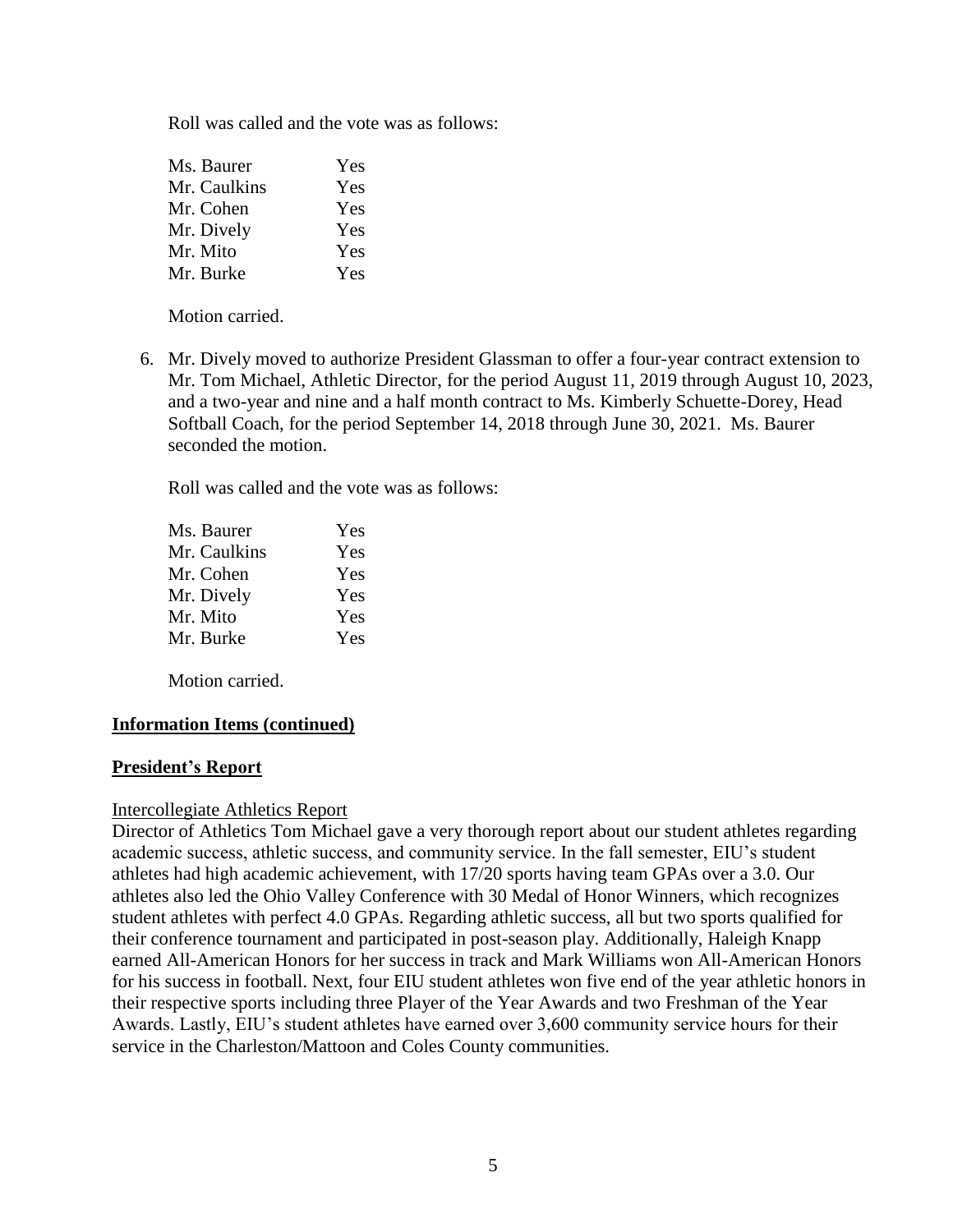Roll was called and the vote was as follows:

| | |
|---|---|
| Ms. Baurer | Yes |
| Mr. Caulkins | Yes |
| Mr. Cohen | Yes |
| Mr. Dively | Yes |
| Mr. Mito | Yes |
| Mr. Burke | Yes |

Motion carried.

6. Mr. Dively moved to authorize President Glassman to offer a four-year contract extension to Mr. Tom Michael, Athletic Director, for the period August 11, 2019 through August 10, 2023, and a two-year and nine and a half month contract to Ms. Kimberly Schuette-Dorey, Head Softball Coach, for the period September 14, 2018 through June 30, 2021. Ms. Baurer seconded the motion.

   Roll was called and the vote was as follows:

   | | |
   |---|---|
   | Ms. Baurer | Yes |
   | Mr. Caulkins | Yes |
   | Mr. Cohen | Yes |
   | Mr. Dively | Yes |
   | Mr. Mito | Yes |
   | Mr. Burke | Yes |

   Motion carried.

## **Information Items (continued)**

## **President's Report**

### Intercollegiate Athletics Report

Director of Athletics Tom Michael gave a very thorough report about our student athletes regarding academic success, athletic success, and community service. In the fall semester, EIU's student athletes had high academic achievement, with 17/20 sports having team GPAs over a 3.0. Our athletes also led the Ohio Valley Conference with 30 Medal of Honor Winners, which recognizes student athletes with perfect 4.0 GPAs. Regarding athletic success, all but two sports qualified for their conference tournament and participated in post-season play. Additionally, Haleigh Knapp earned All-American Honors for her success in track and Mark Williams won All-American Honors for his success in football. Next, four EIU student athletes won five end of the year athletic honors in their respective sports including three Player of the Year Awards and two Freshman of the Year Awards. Lastly, EIU's student athletes have earned over 3,600 community service hours for their service in the Charleston/Mattoon and Coles County communities.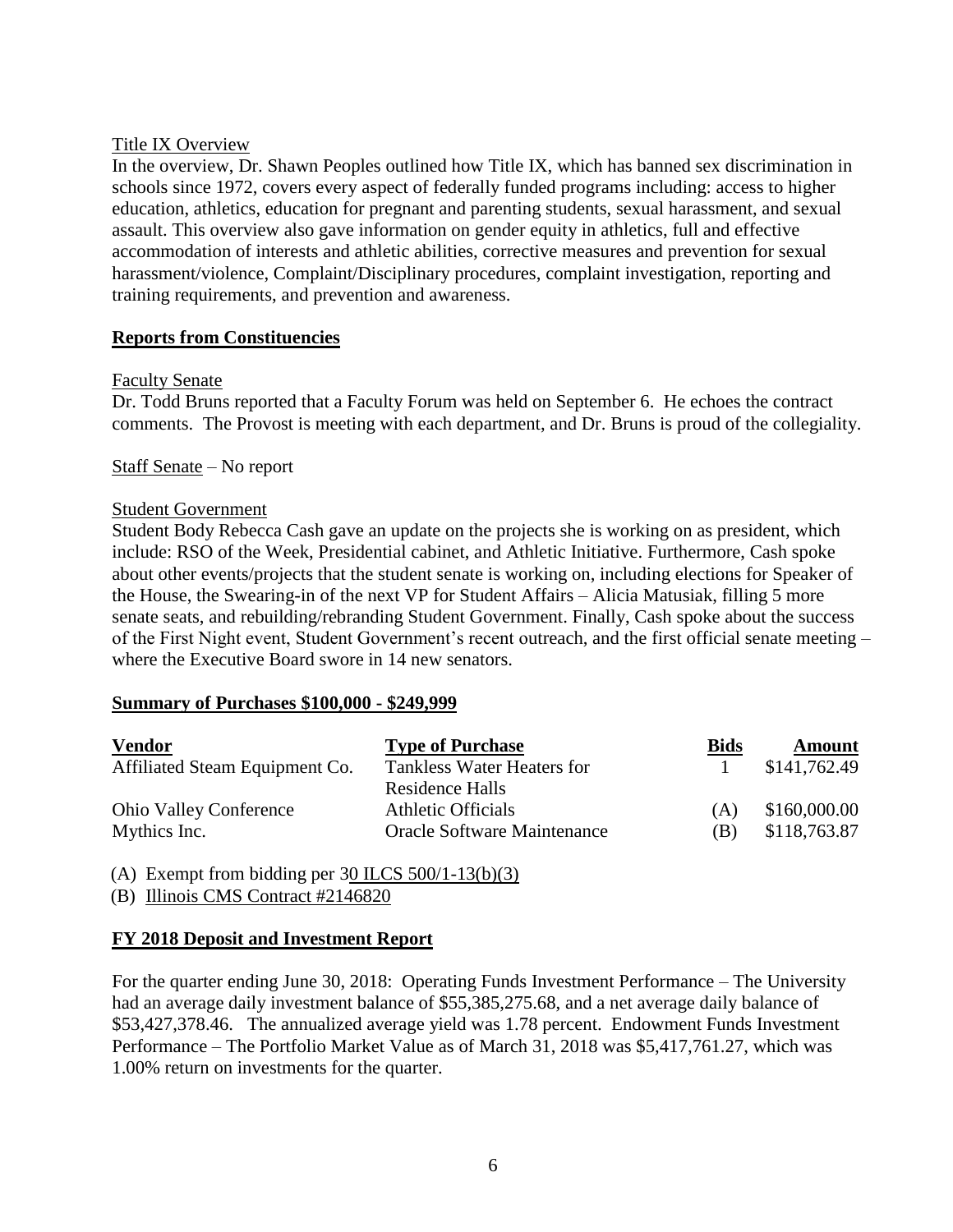Title IX Overview

In the overview, Dr. Shawn Peoples outlined how Title IX, which has banned sex discrimination in schools since 1972, covers every aspect of federally funded programs including: access to higher education, athletics, education for pregnant and parenting students, sexual harassment, and sexual assault. This overview also gave information on gender equity in athletics, full and effective accommodation of interests and athletic abilities, corrective measures and prevention for sexual harassment/violence, Complaint/Disciplinary procedures, complaint investigation, reporting and training requirements, and prevention and awareness.

## Reports from Constituencies

Faculty Senate

Dr. Todd Bruns reported that a Faculty Forum was held on September 6. He echoes the contract comments. The Provost is meeting with each department, and Dr. Bruns is proud of the collegiality.

Staff Senate – No report

Student Government

Student Body Rebecca Cash gave an update on the projects she is working on as president, which include: RSO of the Week, Presidential cabinet, and Athletic Initiative. Furthermore, Cash spoke about other events/projects that the student senate is working on, including elections for Speaker of the House, the Swearing-in of the next VP for Student Affairs – Alicia Matusiak, filling 5 more senate seats, and rebuilding/rebranding Student Government. Finally, Cash spoke about the success of the First Night event, Student Government's recent outreach, and the first official senate meeting – where the Executive Board swore in 14 new senators.

## Summary of Purchases $100,000 - $249,999

| Vendor | Type of Purchase | Bids | Amount |
|---|---|---|---|
| Affiliated Steam Equipment Co. | Tankless Water Heaters for Residence Halls | 1 | $141,762.49 |
| Ohio Valley Conference | Athletic Officials | (A) | $160,000.00 |
| Mythics Inc. | Oracle Software Maintenance | (B) | $118,763.87 |

(A) Exempt from bidding per 30 ILCS 500/1-13(b)(3)

(B) Illinois CMS Contract #2146820

## FY 2018 Deposit and Investment Report

For the quarter ending June 30, 2018: Operating Funds Investment Performance – The University had an average daily investment balance of $55,385,275.68, and a net average daily balance of $53,427,378.46. The annualized average yield was 1.78 percent. Endowment Funds Investment Performance – The Portfolio Market Value as of March 31, 2018 was $5,417,761.27, which was 1.00% return on investments for the quarter.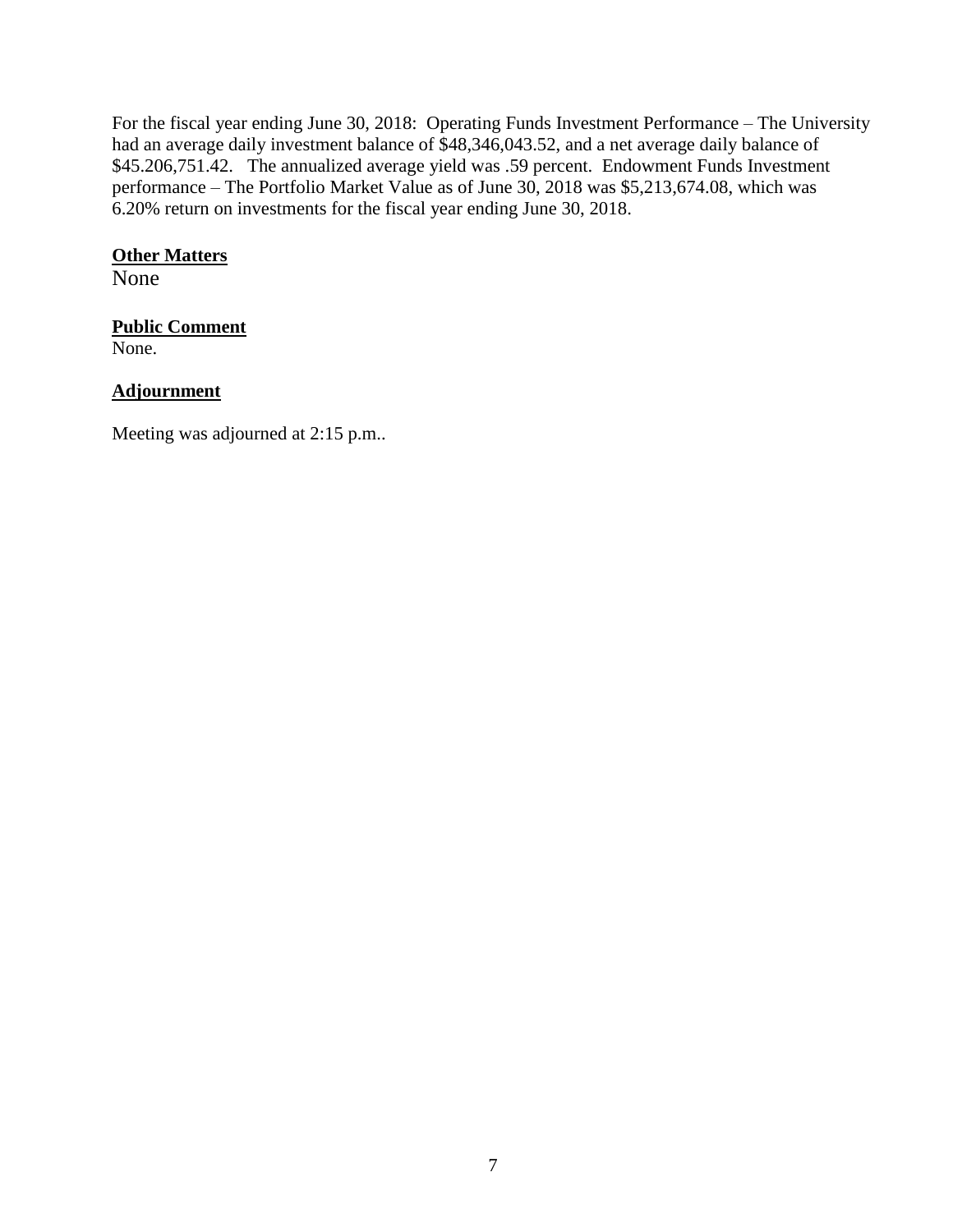For the fiscal year ending June 30, 2018: Operating Funds Investment Performance – The University had an average daily investment balance of $48,346,043.52, and a net average daily balance of $45.206,751.42. The annualized average yield was .59 percent. Endowment Funds Investment performance – The Portfolio Market Value as of June 30, 2018 was $5,213,674.08, which was 6.20% return on investments for the fiscal year ending June 30, 2018.

**Other Matters**

None

**Public Comment**

None.

**Adjournment**

Meeting was adjourned at 2:15 p.m..